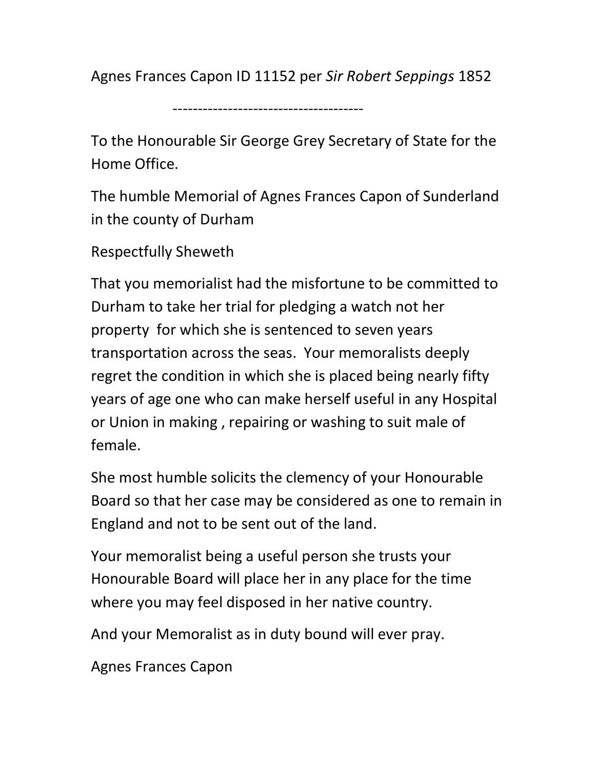Agnes Frances Capon ID 11152 per *Sir Robert Seppings* 1852

-------------------------------------

To the Honourable Sir George Grey Secretary of State for the Home Office.

The humble Memorial of Agnes Frances Capon of Sunderland in the county of Durham

Respectfully Sheweth

That you memorialist had the misfortune to be committed to Durham to take her trial for pledging a watch not her property for which she is sentenced to seven years transportation across the seas. Your memoralists deeply regret the condition in which she is placed being nearly fifty years of age one who can make herself useful in any Hospital or Union in making , repairing or washing to suit male of female.

She most humble solicits the clemency of your Honourable Board so that her case may be considered as one to remain in England and not to be sent out of the land.

Your memoralist being a useful person she trusts your Honourable Board will place her in any place for the time where you may feel disposed in her native country.

And your Memoralist as in duty bound will ever pray.

Agnes Frances Capon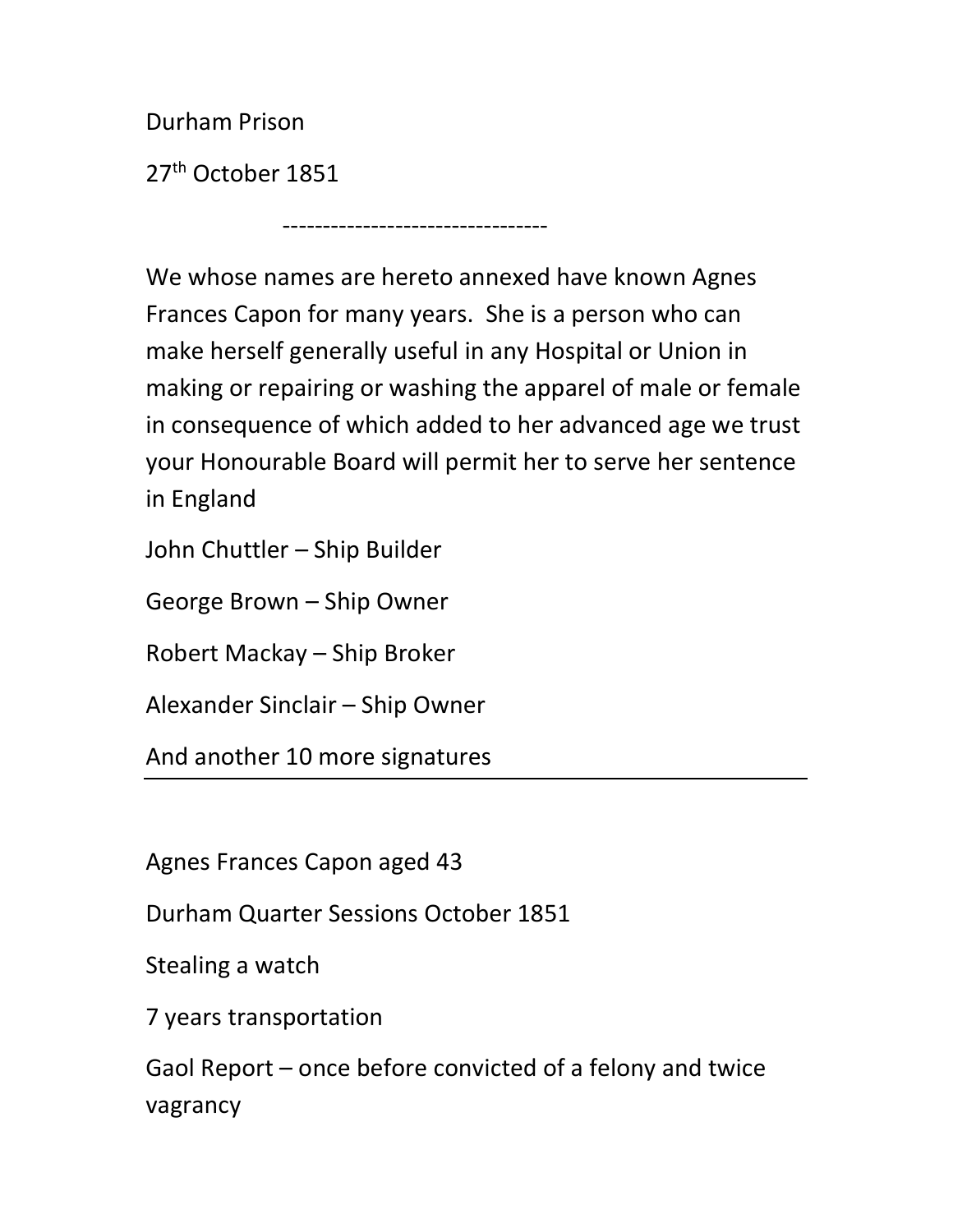Durham Prison

27th October 1851

---------------------------------

We whose names are hereto annexed have known Agnes Frances Capon for many years. She is a person who can make herself generally useful in any Hospital or Union in making or repairing or washing the apparel of male or female in consequence of which added to her advanced age we trust your Honourable Board will permit her to serve her sentence in England

John Chuttler – Ship Builder

George Brown – Ship Owner

Robert Mackay – Ship Broker

Alexander Sinclair – Ship Owner

And another 10 more signatures

---

Agnes Frances Capon aged 43

Durham Quarter Sessions October 1851

Stealing a watch

7 years transportation

Gaol Report – once before convicted of a felony and twice vagrancy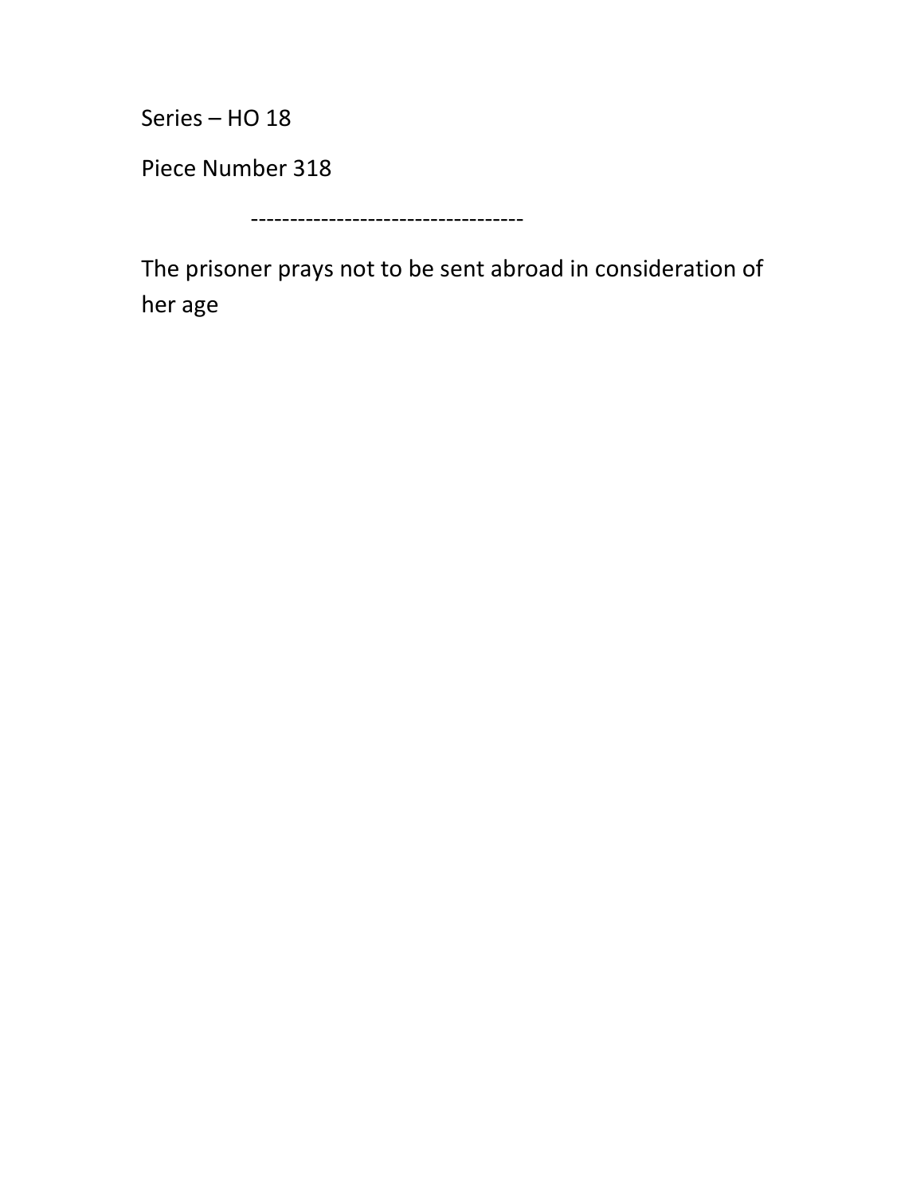Series – HO 18

Piece Number 318

-----------------------------------

The prisoner prays not to be sent abroad in consideration of her age